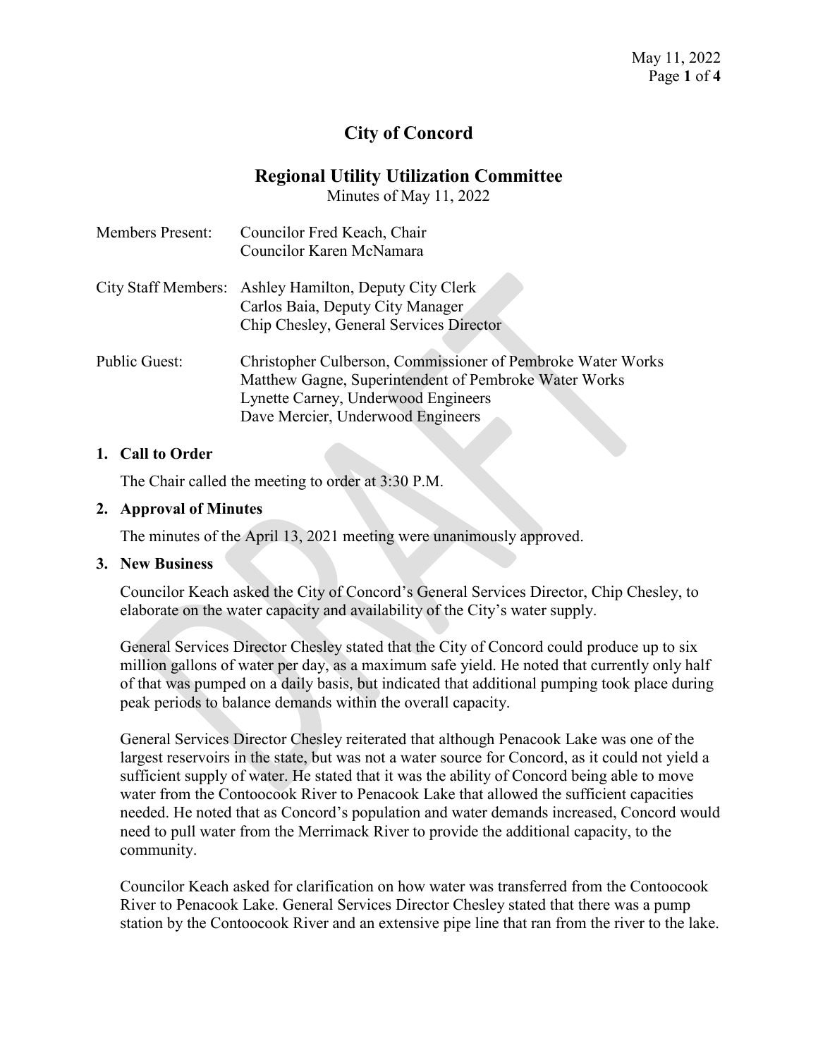# City of Concord

## Regional Utility Utilization Committee

Minutes of May 11, 2022

| | |
|---|---|
| Members Present: | Councilor Fred Keach, Chair<br>Councilor Karen McNamara |
| City Staff Members: | Ashley Hamilton, Deputy City Clerk<br>Carlos Baia, Deputy City Manager<br>Chip Chesley, General Services Director |
| Public Guest: | Christopher Culberson, Commissioner of Pembroke Water Works<br>Matthew Gagne, Superintendent of Pembroke Water Works<br>Lynette Carney, Underwood Engineers<br>Dave Mercier, Underwood Engineers |

**1. Call to Order**

The Chair called the meeting to order at 3:30 P.M.

**2. Approval of Minutes**

The minutes of the April 13, 2021 meeting were unanimously approved.

**3. New Business**

Councilor Keach asked the City of Concord's General Services Director, Chip Chesley, to elaborate on the water capacity and availability of the City's water supply.

General Services Director Chesley stated that the City of Concord could produce up to six million gallons of water per day, as a maximum safe yield. He noted that currently only half of that was pumped on a daily basis, but indicated that additional pumping took place during peak periods to balance demands within the overall capacity.

General Services Director Chesley reiterated that although Penacook Lake was one of the largest reservoirs in the state, but was not a water source for Concord, as it could not yield a sufficient supply of water. He stated that it was the ability of Concord being able to move water from the Contoocook River to Penacook Lake that allowed the sufficient capacities needed. He noted that as Concord's population and water demands increased, Concord would need to pull water from the Merrimack River to provide the additional capacity, to the community.

Councilor Keach asked for clarification on how water was transferred from the Contoocook River to Penacook Lake. General Services Director Chesley stated that there was a pump station by the Contoocook River and an extensive pipe line that ran from the river to the lake.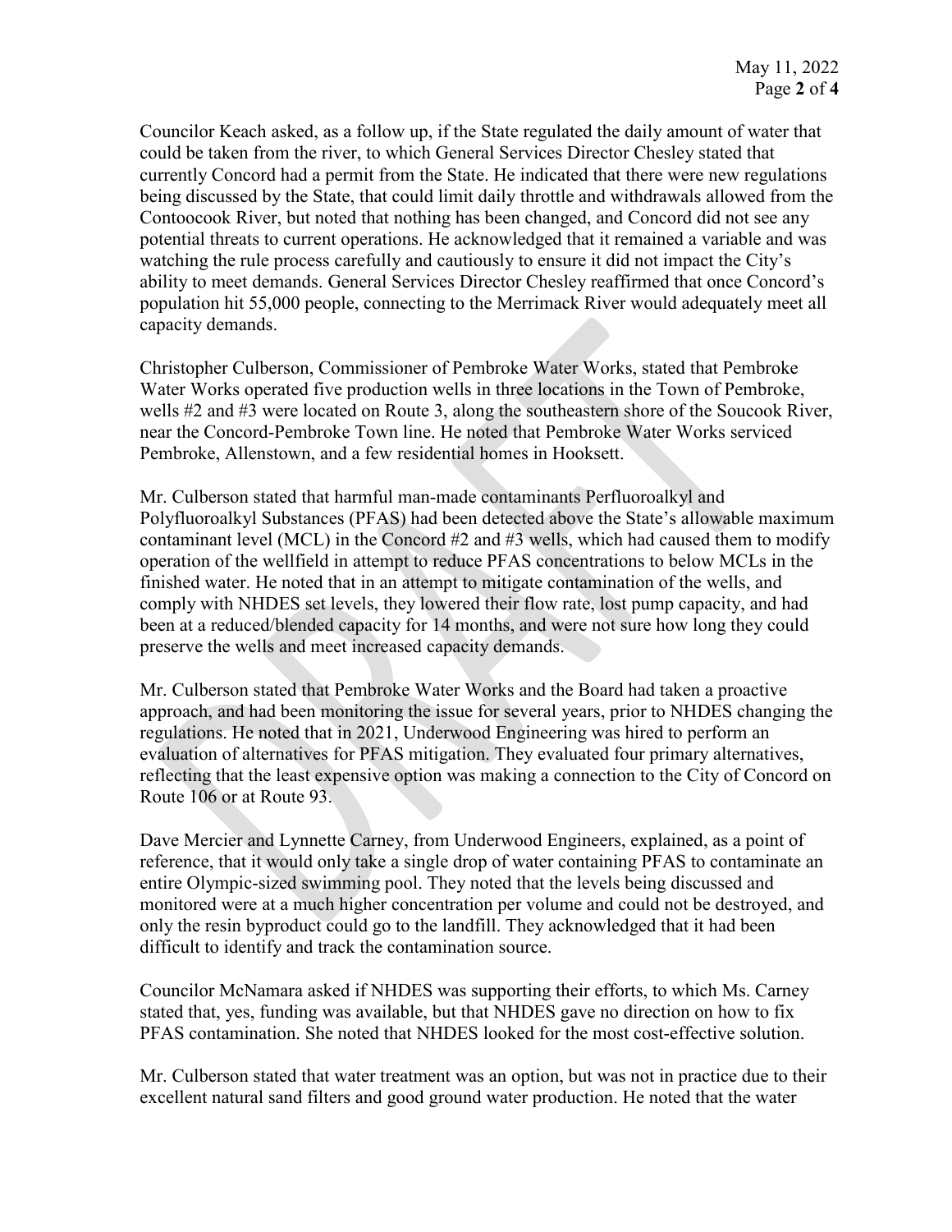Councilor Keach asked, as a follow up, if the State regulated the daily amount of water that could be taken from the river, to which General Services Director Chesley stated that currently Concord had a permit from the State. He indicated that there were new regulations being discussed by the State, that could limit daily throttle and withdrawals allowed from the Contoocook River, but noted that nothing has been changed, and Concord did not see any potential threats to current operations. He acknowledged that it remained a variable and was watching the rule process carefully and cautiously to ensure it did not impact the City's ability to meet demands. General Services Director Chesley reaffirmed that once Concord's population hit 55,000 people, connecting to the Merrimack River would adequately meet all capacity demands.

Christopher Culberson, Commissioner of Pembroke Water Works, stated that Pembroke Water Works operated five production wells in three locations in the Town of Pembroke, wells #2 and #3 were located on Route 3, along the southeastern shore of the Soucook River, near the Concord-Pembroke Town line. He noted that Pembroke Water Works serviced Pembroke, Allenstown, and a few residential homes in Hooksett.

Mr. Culberson stated that harmful man-made contaminants Perfluoroalkyl and Polyfluoroalkyl Substances (PFAS) had been detected above the State's allowable maximum contaminant level (MCL) in the Concord #2 and #3 wells, which had caused them to modify operation of the wellfield in attempt to reduce PFAS concentrations to below MCLs in the finished water. He noted that in an attempt to mitigate contamination of the wells, and comply with NHDES set levels, they lowered their flow rate, lost pump capacity, and had been at a reduced/blended capacity for 14 months, and were not sure how long they could preserve the wells and meet increased capacity demands.

Mr. Culberson stated that Pembroke Water Works and the Board had taken a proactive approach, and had been monitoring the issue for several years, prior to NHDES changing the regulations. He noted that in 2021, Underwood Engineering was hired to perform an evaluation of alternatives for PFAS mitigation. They evaluated four primary alternatives, reflecting that the least expensive option was making a connection to the City of Concord on Route 106 or at Route 93.

Dave Mercier and Lynnette Carney, from Underwood Engineers, explained, as a point of reference, that it would only take a single drop of water containing PFAS to contaminate an entire Olympic-sized swimming pool. They noted that the levels being discussed and monitored were at a much higher concentration per volume and could not be destroyed, and only the resin byproduct could go to the landfill. They acknowledged that it had been difficult to identify and track the contamination source.

Councilor McNamara asked if NHDES was supporting their efforts, to which Ms. Carney stated that, yes, funding was available, but that NHDES gave no direction on how to fix PFAS contamination. She noted that NHDES looked for the most cost-effective solution.

Mr. Culberson stated that water treatment was an option, but was not in practice due to their excellent natural sand filters and good ground water production. He noted that the water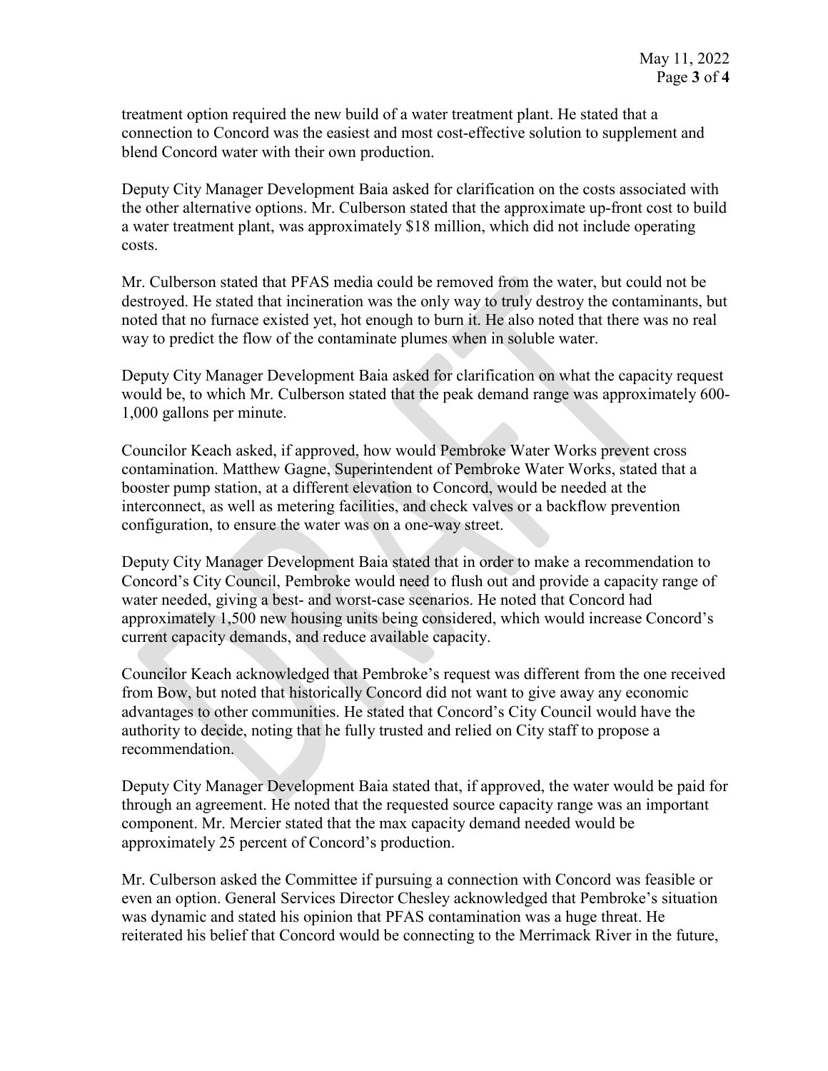treatment option required the new build of a water treatment plant. He stated that a connection to Concord was the easiest and most cost-effective solution to supplement and blend Concord water with their own production.

Deputy City Manager Development Baia asked for clarification on the costs associated with the other alternative options. Mr. Culberson stated that the approximate up-front cost to build a water treatment plant, was approximately $18 million, which did not include operating costs.

Mr. Culberson stated that PFAS media could be removed from the water, but could not be destroyed. He stated that incineration was the only way to truly destroy the contaminants, but noted that no furnace existed yet, hot enough to burn it. He also noted that there was no real way to predict the flow of the contaminate plumes when in soluble water.

Deputy City Manager Development Baia asked for clarification on what the capacity request would be, to which Mr. Culberson stated that the peak demand range was approximately 600-1,000 gallons per minute.

Councilor Keach asked, if approved, how would Pembroke Water Works prevent cross contamination. Matthew Gagne, Superintendent of Pembroke Water Works, stated that a booster pump station, at a different elevation to Concord, would be needed at the interconnect, as well as metering facilities, and check valves or a backflow prevention configuration, to ensure the water was on a one-way street.

Deputy City Manager Development Baia stated that in order to make a recommendation to Concord's City Council, Pembroke would need to flush out and provide a capacity range of water needed, giving a best- and worst-case scenarios. He noted that Concord had approximately 1,500 new housing units being considered, which would increase Concord's current capacity demands, and reduce available capacity.

Councilor Keach acknowledged that Pembroke's request was different from the one received from Bow, but noted that historically Concord did not want to give away any economic advantages to other communities. He stated that Concord's City Council would have the authority to decide, noting that he fully trusted and relied on City staff to propose a recommendation.

Deputy City Manager Development Baia stated that, if approved, the water would be paid for through an agreement. He noted that the requested source capacity range was an important component. Mr. Mercier stated that the max capacity demand needed would be approximately 25 percent of Concord's production.

Mr. Culberson asked the Committee if pursuing a connection with Concord was feasible or even an option. General Services Director Chesley acknowledged that Pembroke's situation was dynamic and stated his opinion that PFAS contamination was a huge threat. He reiterated his belief that Concord would be connecting to the Merrimack River in the future,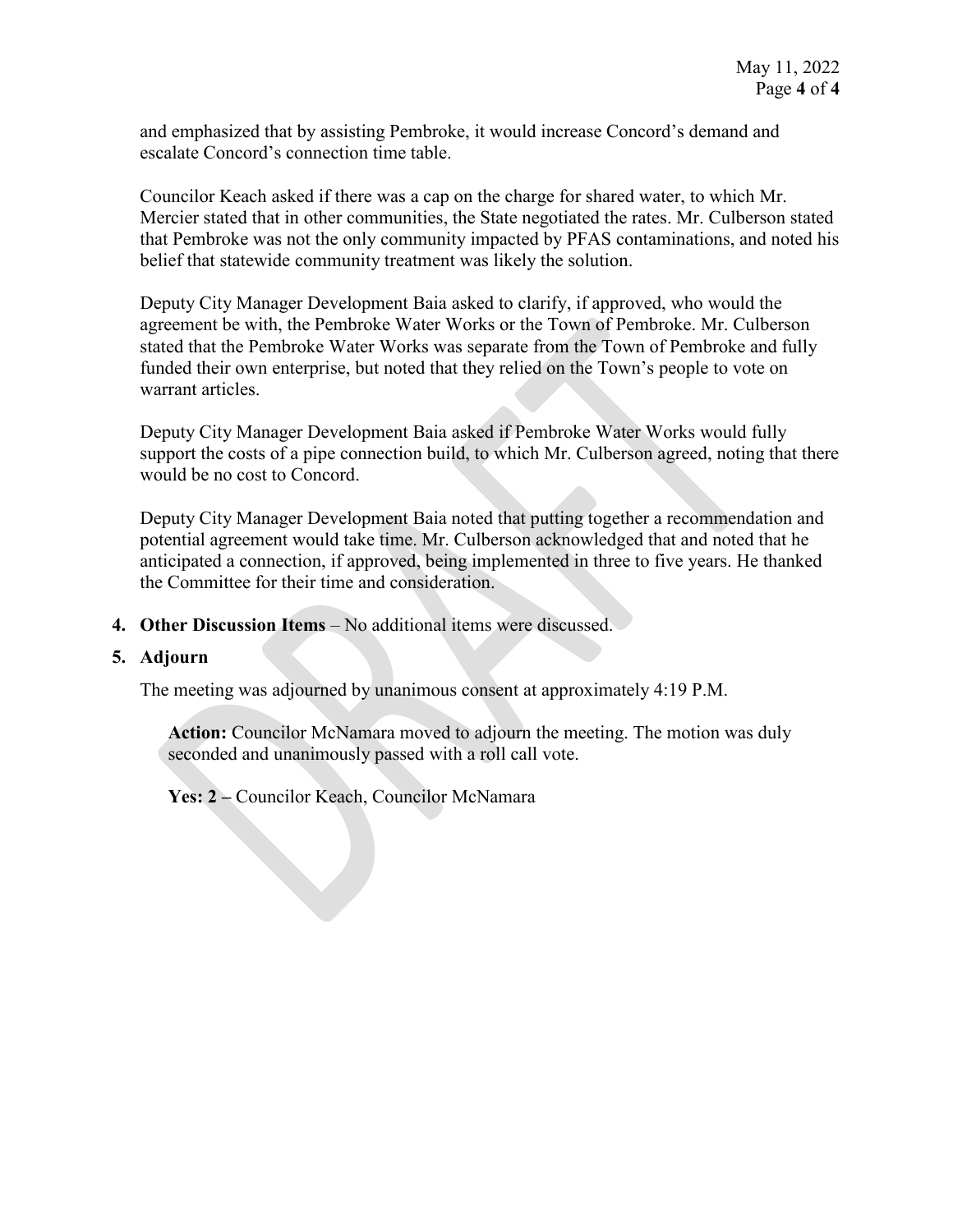and emphasized that by assisting Pembroke, it would increase Concord's demand and escalate Concord's connection time table.

Councilor Keach asked if there was a cap on the charge for shared water, to which Mr. Mercier stated that in other communities, the State negotiated the rates. Mr. Culberson stated that Pembroke was not the only community impacted by PFAS contaminations, and noted his belief that statewide community treatment was likely the solution.

Deputy City Manager Development Baia asked to clarify, if approved, who would the agreement be with, the Pembroke Water Works or the Town of Pembroke. Mr. Culberson stated that the Pembroke Water Works was separate from the Town of Pembroke and fully funded their own enterprise, but noted that they relied on the Town's people to vote on warrant articles.

Deputy City Manager Development Baia asked if Pembroke Water Works would fully support the costs of a pipe connection build, to which Mr. Culberson agreed, noting that there would be no cost to Concord.

Deputy City Manager Development Baia noted that putting together a recommendation and potential agreement would take time. Mr. Culberson acknowledged that and noted that he anticipated a connection, if approved, being implemented in three to five years. He thanked the Committee for their time and consideration.

4. **Other Discussion Items** – No additional items were discussed.

5. **Adjourn**

   The meeting was adjourned by unanimous consent at approximately 4:19 P.M.

   **Action:** Councilor McNamara moved to adjourn the meeting. The motion was duly seconded and unanimously passed with a roll call vote.

   **Yes: 2 –** Councilor Keach, Councilor McNamara